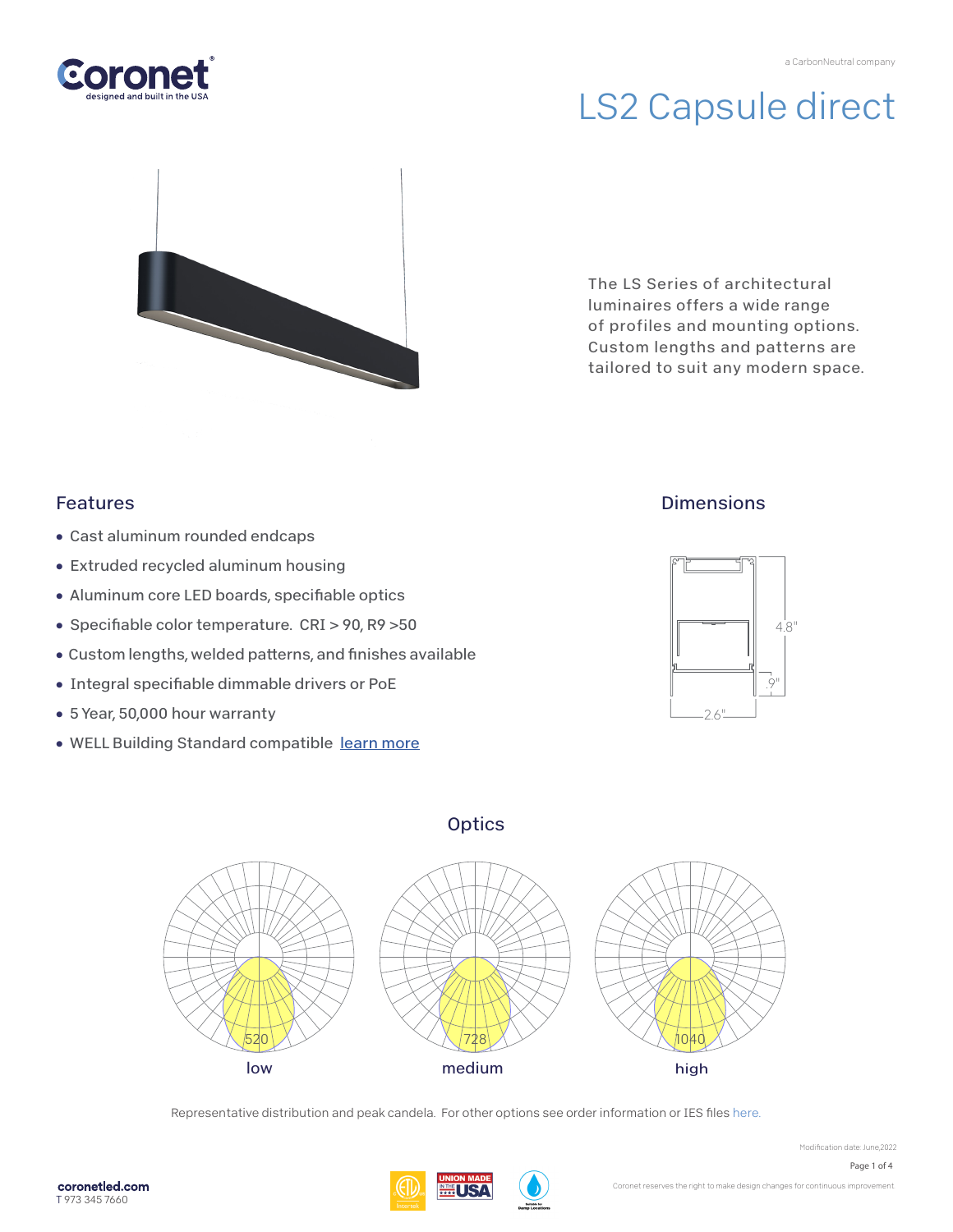Coronet
designed and built in the USA

a CarbonNeutral company

# LS2 Capsule direct

The LS Series of architectural luminaires offers a wide range of profiles and mounting options. Custom lengths and patterns are tailored to suit any modern space.

## Features

- Cast aluminum rounded endcaps
- Extruded recycled aluminum housing
- Aluminum core LED boards, specifiable optics
- Specifiable color temperature. CRI > 90, R9 >50
- Custom lengths, welded patterns, and finishes available
- Integral specifiable dimmable drivers or PoE
- 5 Year, 50,000 hour warranty
- WELL Building Standard compatible [learn more]

## Dimensions

4.8"

.9"

2.6"

## Optics

520 low

728 medium

1040 high

Representative distribution and peak candela. For other options see order information or IES files here.

Modification date: June,2022

coronetled.com
T 973 345 7660

Coronet reserves the right to make design changes for continuous improvement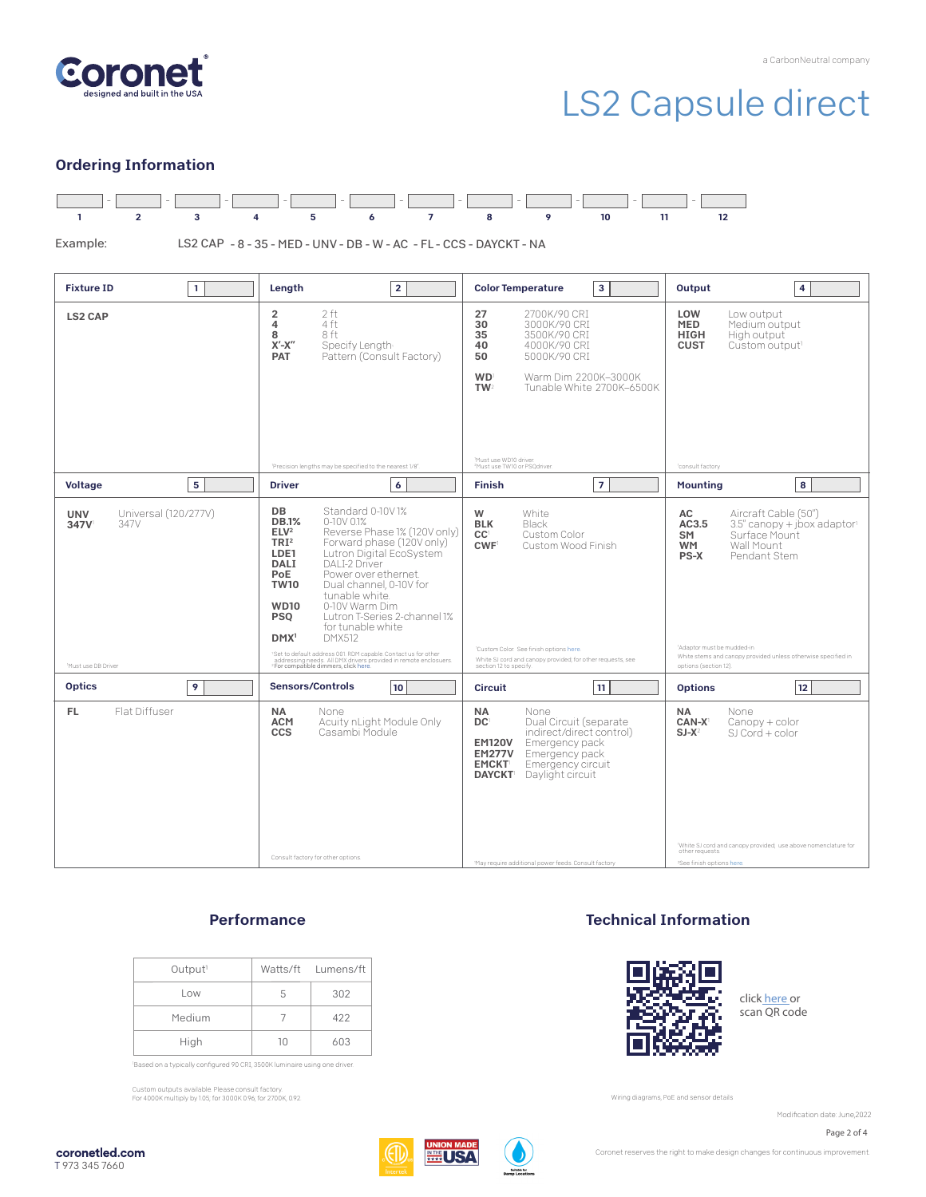# LS2 Capsule direct

a CarbonNeutral company

## Ordering Information

| 1 | 2 | 3 | 4 | 5 | 6 | 7 | 8 | 9 | 10 | 11 | 12 |
|---|---|---|---|---|---|---|---|---|---|---|---|

Example: LS2 CAP - 8 - 35 - MED - UNV - DB - W - AC - FL - CCS - DAYCKT - NA

### Fixture ID [1]

| Code | Description |
|---|---|
| LS2 CAP | |

### Length [2]

| Code | Description |
|---|---|
| 2 | 2 ft |
| 4 | 4 ft |
| 8 | 8 ft |
| X'-X" | Specify Length[1] |
| PAT | Pattern (Consult Factory) |

[1]Precision lengths may be specified to the nearest 1/8"

### Color Temperature [3]

| Code | Description |
|---|---|
| 27 | 2700K/90 CRI |
| 30 | 3000K/90 CRI |
| 35 | 3500K/90 CRI |
| 40 | 4000K/90 CRI |
| 50 | 5000K/90 CRI |
| WD[1] | Warm Dim 2200K–3000K |
| TW[2] | Tunable White 2700K–6500K |

[1]Must use WD10 driver
[2]Must use TW10 or PSQdriver

### Output [4]

| Code | Description |
|---|---|
| LOW | Low output |
| MED | Medium output |
| HIGH | High output |
| CUST | Custom output[1] |

[1]consult factory

### Voltage [5]

| Code | Description |
|---|---|
| UNV | Universal (120/277V) |
| 347V[1] | 347V |

[1]Must use DB Driver

### Driver [6]

| Code | Description |
|---|---|
| DB | Standard 0-10V 1% |
| DB.1% | 0-10V 0.1% |
| ELV[2] | Reverse Phase 1% (120V only) |
| TRI[2] | Forward phase (120V only) |
| LDE1 | Lutron Digital EcoSystem |
| DALI | DALI-2 Driver |
| PoE | Power over ethernet |
| TW10 | Dual channel, 0-10V for tunable white |
| WD10 | 0-10V Warm Dim |
| PSQ | Lutron T-Series 2-channel 1% for tunable white |
| DMX[1] | DMX512 |

[1]Set to default address 001. RDM capable. Contact us for other addressing needs. All DMX drivers provided in remote enclosures.
[2]For compatible dimmers, click here.

### Finish [7]

| Code | Description |
|---|---|
| W | White |
| BLK | Black |
| CC[1] | Custom Color |
| CWF[1] | Custom Wood Finish |

[1]Custom Color: See finish options here.
White SJ cord and canopy provided, for other requests, see section 12 to specify

### Mounting [8]

| Code | Description |
|---|---|
| AC | Aircraft Cable (50") |
| AC3.5 | 3.5" canopy + jbox adaptor[1] |
| SM | Surface Mount |
| WM | Wall Mount |
| PS-X | Pendant Stem |

[1]Adaptor must be mudded-in
White stems and canopy provided unless otherwise specified in options (section 12)

### Optics [9]

| Code | Description |
|---|---|
| FL | Flat Diffuser |

### Sensors/Controls [10]

| Code | Description |
|---|---|
| NA | None |
| ACM | Acuity nLight Module Only |
| CCS | Casambi Module |

Consult factory for other options

### Circuit [11]

| Code | Description |
|---|---|
| NA | None |
| DC[1] | Dual Circuit (separate indirect/direct control) |
| EM120V | Emergency pack |
| EM277V | Emergency pack |
| EMCKT[1] | Emergency circuit |
| DAYCKT[1] | Daylight circuit |

[1]May require additional power feeds. Consult factory

### Options [12]

| Code | Description |
|---|---|
| NA | None |
| CAN-X[1] | Canopy + color |
| SJ-X[2] | SJ Cord + color |

[1]White SJ cord and canopy provided, use above nomenclature for other requests
[2]See finish options here.

## Performance

| Output[1] | Watts/ft | Lumens/ft |
|---|---|---|
| Low | 5 | 302 |
| Medium | 7 | 422 |
| High | 10 | 603 |

[1]Based on a typically configured 90 CRI, 3500K luminaire using one driver

Custom outputs available. Please consult factory.
For 4000K multiply by 1.05; for 3000K 0.96; for 2700K, 0.92

## Technical Information

click here or scan QR code

Wiring diagrams, PoE and sensor details

Modification date: June,2022

coronetled.com
T 973 345 7660

Coronet reserves the right to make design changes for continuous improvement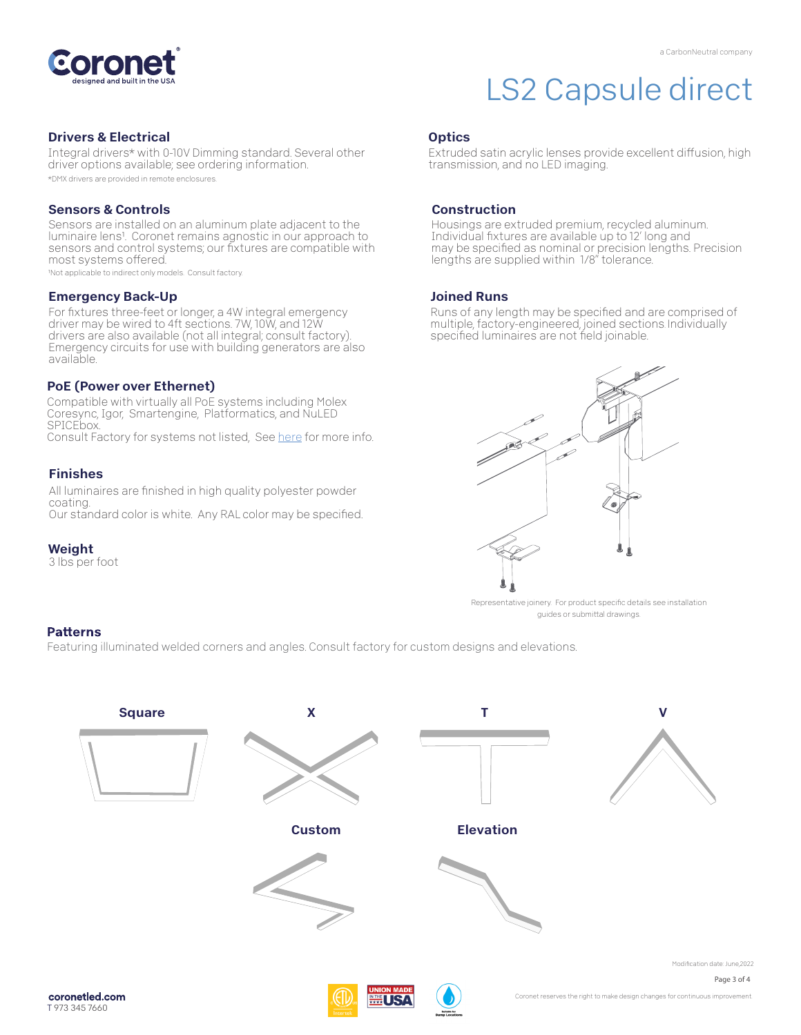# LS2 Capsule direct

## Drivers & Electrical

Integral drivers* with 0-10V Dimming standard. Several other driver options available; see ordering information.

*DMX drivers are provided in remote enclosures.

## Sensors & Controls

Sensors are installed on an aluminum plate adjacent to the luminaire lens[1]. Coronet remains agnostic in our approach to sensors and control systems; our fixtures are compatible with most systems offered.

[1]Not applicable to indirect only models. Consult factory.

## Emergency Back-Up

For fixtures three-feet or longer, a 4W integral emergency driver may be wired to 4ft sections. 7W, 10W, and 12W drivers are also available (not all integral; consult factory). Emergency circuits for use with building generators are also available.

## PoE (Power over Ethernet)

Compatible with virtually all PoE systems including Molex Coresync, Igor, Smartengine, Platformatics, and NuLED SPICEbox.
Consult Factory for systems not listed, See here for more info.

## Finishes

All luminaires are finished in high quality polyester powder coating.
Our standard color is white. Any RAL color may be specified.

## Weight

3 lbs per foot

## Optics

Extruded satin acrylic lenses provide excellent diffusion, high transmission, and no LED imaging.

## Construction

Housings are extruded premium, recycled aluminum. Individual fixtures are available up to 12' long and may be specified as nominal or precision lengths. Precision lengths are supplied within 1/8" tolerance.

## Joined Runs

Runs of any length may be specified and are comprised of multiple, factory-engineered, joined sections Individually specified luminaires are not field joinable.

Representative joinery. For product specific details see installation guides or submittal drawings.

## Patterns

Featuring illuminated welded corners and angles. Consult factory for custom designs and elevations.

Square X T V Custom Elevation

coronetled.com
T 973 345 7660

Modification date: June,2022

Coronet reserves the right to make design changes for continuous improvement.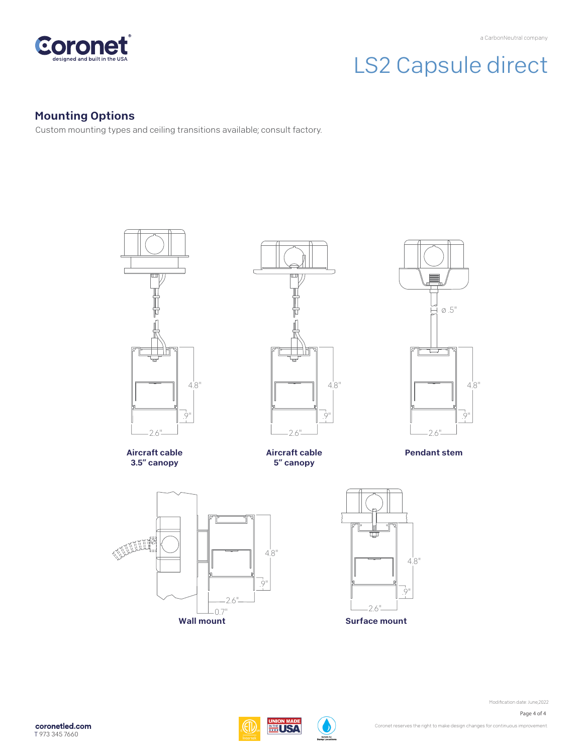# LS2 Capsule direct

## Mounting Options

Custom mounting types and ceiling transitions available; consult factory.

4.8"
.9"
2.6"

**Aircraft cable
3.5" canopy**

4.8"
.9"
2.6"

**Aircraft cable
5" canopy**

ø .5"
4.8"
.9"
2.6"

**Pendant stem**

4.8"
.9"
2.6"
0.7"

**Wall mount**

4.8"
.9"
2.6"

**Surface mount**

Modification date: June,2022

coronetled.com
T 973 345 7660

Coronet reserves the right to make design changes for continuous improvement